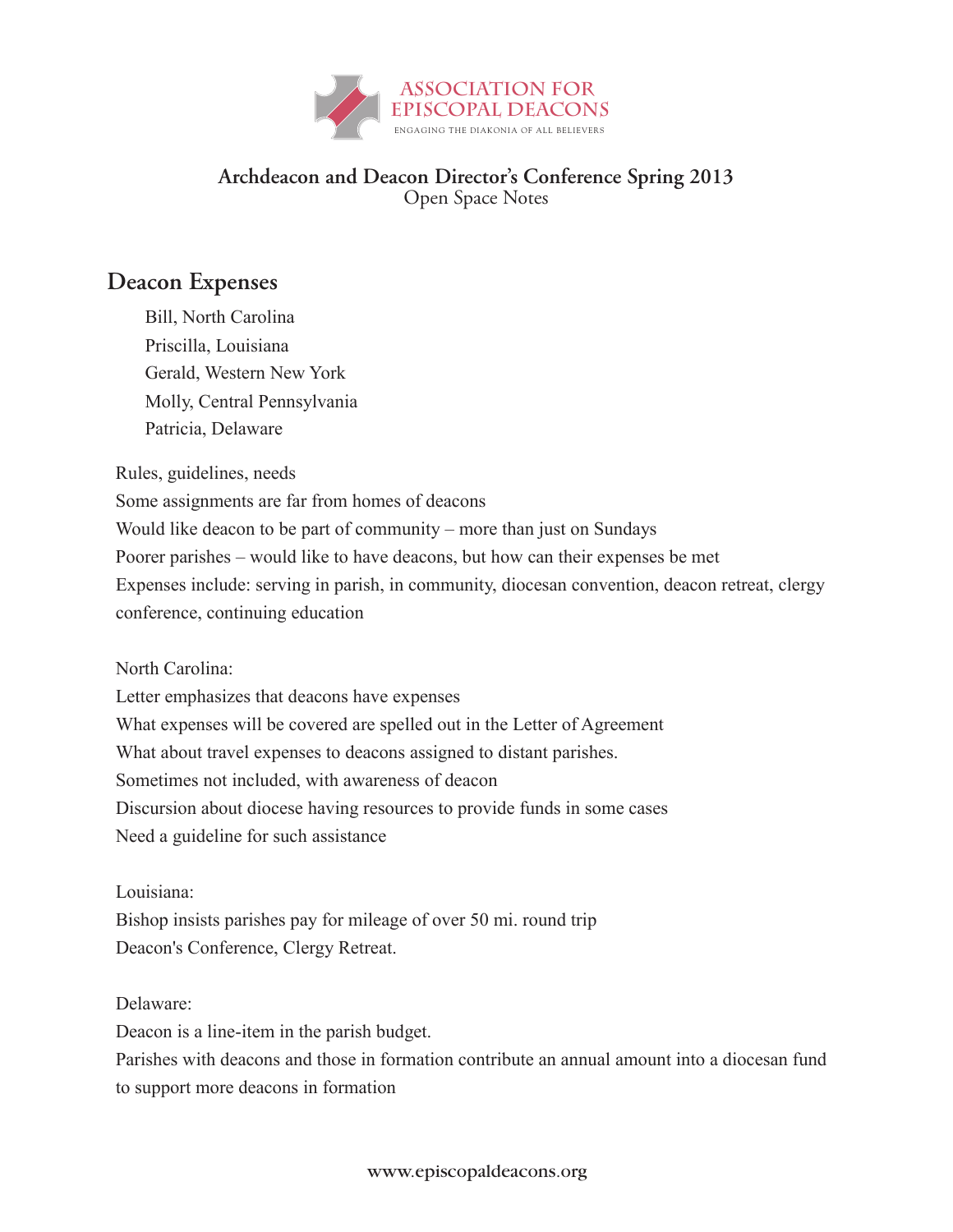ASSOCIATION FOR EPISCOPAL DEACONS

ENGAGING THE DIAKONIA OF ALL BELIEVERS

# Archdeacon and Deacon Director's Conference Spring 2013

Open Space Notes

## Deacon Expenses

Bill, North Carolina
Priscilla, Louisiana
Gerald, Western New York
Molly, Central Pennsylvania
Patricia, Delaware

Rules, guidelines, needs
Some assignments are far from homes of deacons
Would like deacon to be part of community – more than just on Sundays
Poorer parishes – would like to have deacons, but how can their expenses be met
Expenses include: serving in parish, in community, diocesan convention, deacon retreat, clergy conference, continuing education

North Carolina:
Letter emphasizes that deacons have expenses
What expenses will be covered are spelled out in the Letter of Agreement
What about travel expenses to deacons assigned to distant parishes.
Sometimes not included, with awareness of deacon
Discursion about diocese having resources to provide funds in some cases
Need a guideline for such assistance

Louisiana:
Bishop insists parishes pay for mileage of over 50 mi. round trip
Deacon's Conference, Clergy Retreat.

Delaware:
Deacon is a line-item in the parish budget.
Parishes with deacons and those in formation contribute an annual amount into a diocesan fund to support more deacons in formation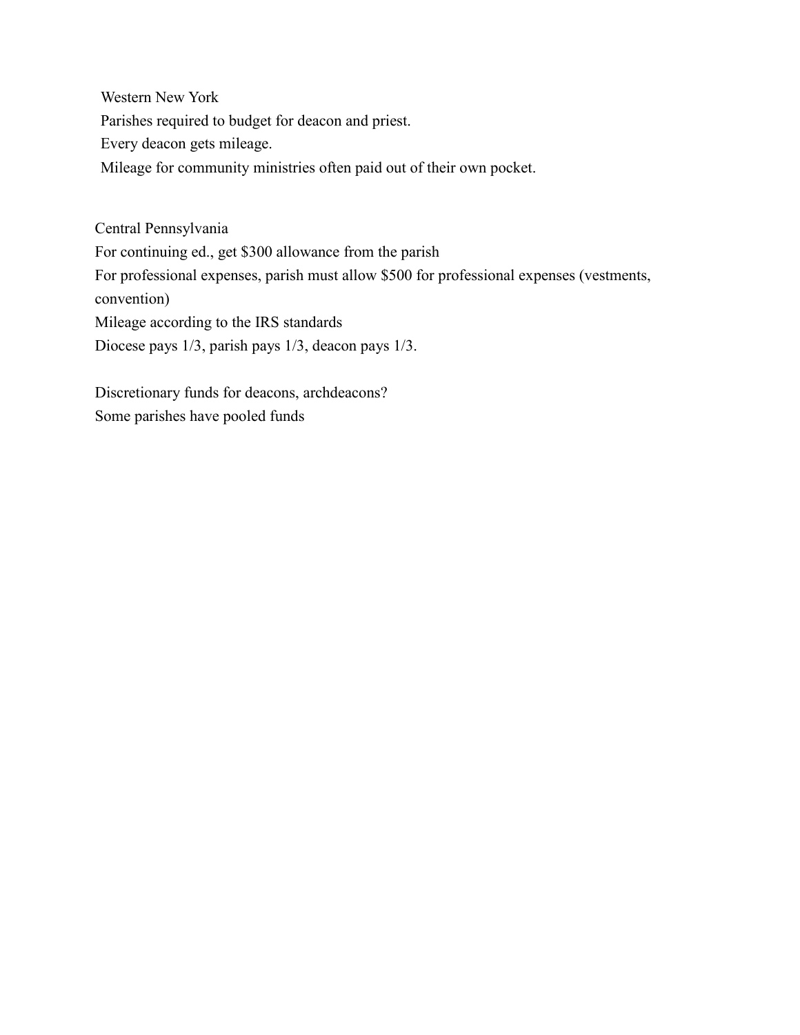Western New York

Parishes required to budget for deacon and priest.

Every deacon gets mileage.

Mileage for community ministries often paid out of their own pocket.

Central Pennsylvania

For continuing ed., get $300 allowance from the parish

For professional expenses, parish must allow $500 for professional expenses (vestments, convention)

Mileage according to the IRS standards

Diocese pays 1/3, parish pays 1/3, deacon pays 1/3.

Discretionary funds for deacons, archdeacons?

Some parishes have pooled funds